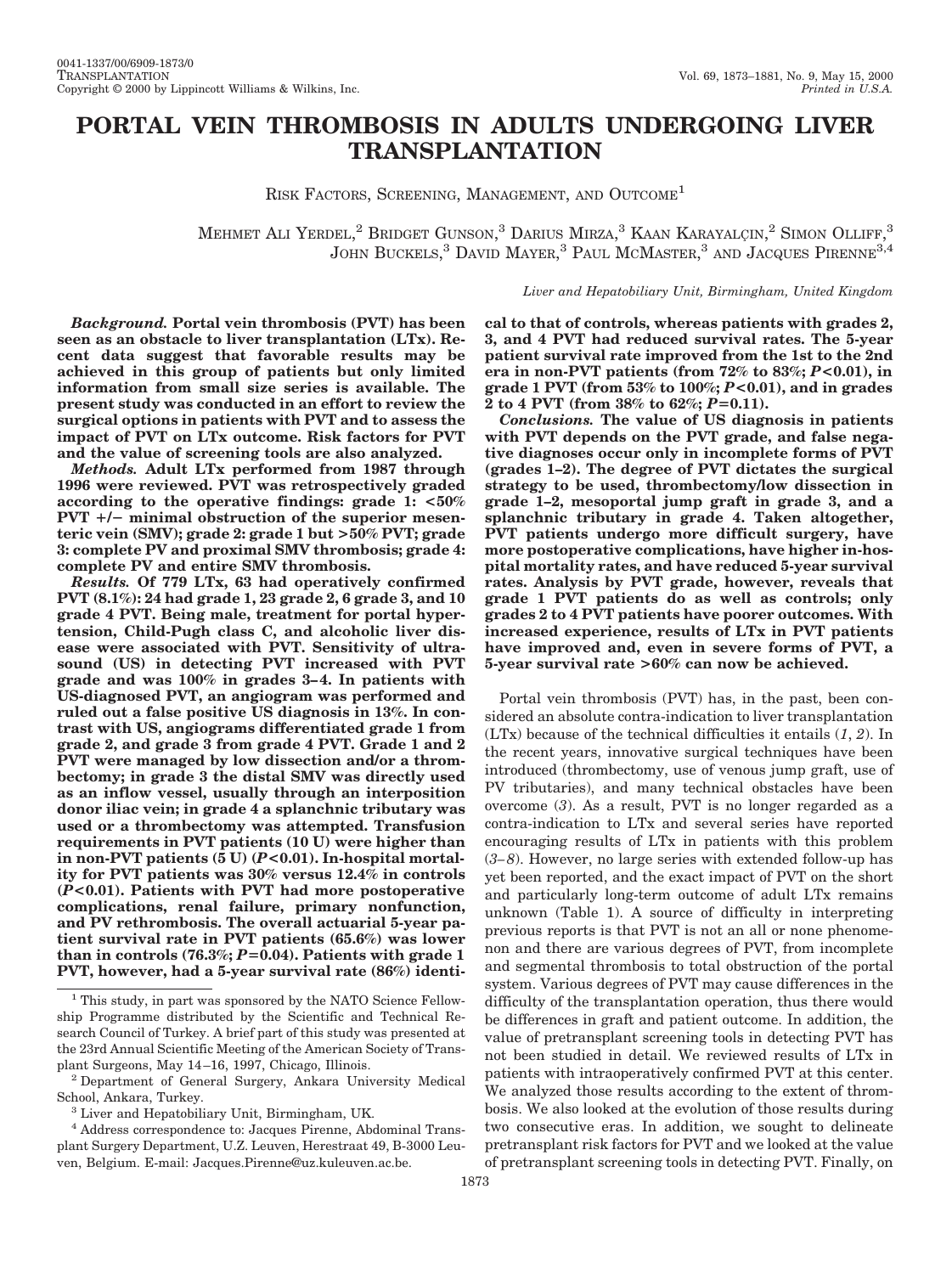# PORTAL VEIN THROMBOSIS IN ADULTS UNDERGOING LIVER TRANSPLANTATION

## RISK FACTORS, SCREENING, MANAGEMENT, AND OUTCOME[1]

MEHMET ALI YERDEL,[2] BRIDGET GUNSON,[3] DARIUS MIRZA,[3] KAAN KARAYALÇIN,[2] SIMON OLLIFF,[3] JOHN BUCKELS,[3] DAVID MAYER,[3] PAUL MCMASTER,[3] AND JACQUES PIRENNE[3,4]

*Liver and Hepatobiliary Unit, Birmingham, United Kingdom*

***Background.*** **Portal vein thrombosis (PVT) has been seen as an obstacle to liver transplantation (LTx). Recent data suggest that favorable results may be achieved in this group of patients but only limited information from small size series is available. The present study was conducted in an effort to review the surgical options in patients with PVT and to assess the impact of PVT on LTx outcome. Risk factors for PVT and the value of screening tools are also analyzed.**

***Methods.*** **Adult LTx performed from 1987 through 1996 were reviewed. PVT was retrospectively graded according to the operative findings: grade 1: <50% PVT +/− minimal obstruction of the superior mesenteric vein (SMV); grade 2: grade 1 but >50% PVT; grade 3: complete PV and proximal SMV thrombosis; grade 4: complete PV and entire SMV thrombosis.**

***Results.*** **Of 779 LTx, 63 had operatively confirmed PVT (8.1%): 24 had grade 1, 23 grade 2, 6 grade 3, and 10 grade 4 PVT. Being male, treatment for portal hypertension, Child-Pugh class C, and alcoholic liver disease were associated with PVT. Sensitivity of ultrasound (US) in detecting PVT increased with PVT grade and was 100% in grades 3–4. In patients with US-diagnosed PVT, an angiogram was performed and ruled out a false positive US diagnosis in 13%. In contrast with US, angiograms differentiated grade 1 from grade 2, and grade 3 from grade 4 PVT. Grade 1 and 2 PVT were managed by low dissection and/or a thrombectomy; in grade 3 the distal SMV was directly used as an inflow vessel, usually through an interposition donor iliac vein; in grade 4 a splanchnic tributary was used or a thrombectomy was attempted. Transfusion requirements in PVT patients (10 U) were higher than in non-PVT patients (5 U) ($P<0.01$). In-hospital mortality for PVT patients was 30% versus 12.4% in controls ($P<0.01$). Patients with PVT had more postoperative complications, renal failure, primary nonfunction, and PV rethrombosis. The overall actuarial 5-year patient survival rate in PVT patients (65.6%) was lower than in controls (76.3%; $P=0.04$). Patients with grade 1 PVT, however, had a 5-year survival rate (86%) identical to that of controls, whereas patients with grades 2, 3, and 4 PVT had reduced survival rates. The 5-year patient survival rate improved from the 1st to the 2nd era in non-PVT patients (from 72% to 83%; $P<0.01$), in grade 1 PVT (from 53% to 100%; $P<0.01$), and in grades 2 to 4 PVT (from 38% to 62%; $P=0.11$).**

***Conclusions.*** **The value of US diagnosis in patients with PVT depends on the PVT grade, and false negative diagnoses occur only in incomplete forms of PVT (grades 1–2). The degree of PVT dictates the surgical strategy to be used, thrombectomy/low dissection in grade 1–2, mesoportal jump graft in grade 3, and a splanchnic tributary in grade 4. Taken altogether, PVT patients undergo more difficult surgery, have more postoperative complications, have higher in-hospital mortality rates, and have reduced 5-year survival rates. Analysis by PVT grade, however, reveals that grade 1 PVT patients do as well as controls; only grades 2 to 4 PVT patients have poorer outcomes. With increased experience, results of LTx in PVT patients have improved and, even in severe forms of PVT, a 5-year survival rate >60% can now be achieved.**

Portal vein thrombosis (PVT) has, in the past, been considered an absolute contra-indication to liver transplantation (LTx) because of the technical difficulties it entails (*1*, *2*). In the recent years, innovative surgical techniques have been introduced (thrombectomy, use of venous jump graft, use of PV tributaries), and many technical obstacles have been overcome (*3*). As a result, PVT is no longer regarded as a contra-indication to LTx and several series have reported encouraging results of LTx in patients with this problem (*3–8*). However, no large series with extended follow-up has yet been reported, and the exact impact of PVT on the short and particularly long-term outcome of adult LTx remains unknown (Table 1). A source of difficulty in interpreting previous reports is that PVT is not an all or none phenomenon and there are various degrees of PVT, from incomplete and segmental thrombosis to total obstruction of the portal system. Various degrees of PVT may cause differences in the difficulty of the transplantation operation, thus there would be differences in graft and patient outcome. In addition, the value of pretransplant screening tools in detecting PVT has not been studied in detail. We reviewed results of LTx in patients with intraoperatively confirmed PVT at this center. We analyzed those results according to the extent of thrombosis. We also looked at the evolution of those results during two consecutive eras. In addition, we sought to delineate pretransplant risk factors for PVT and we looked at the value of pretransplant screening tools in detecting PVT. Finally, on

---

[1] This study, in part was sponsored by the NATO Science Fellowship Programme distributed by the Scientific and Technical Research Council of Turkey. A brief part of this study was presented at the 23rd Annual Scientific Meeting of the American Society of Transplant Surgeons, May 14–16, 1997, Chicago, Illinois.

[2] Department of General Surgery, Ankara University Medical School, Ankara, Turkey.

[3] Liver and Hepatobiliary Unit, Birmingham, UK.

[4] Address correspondence to: Jacques Pirenne, Abdominal Transplant Surgery Department, U.Z. Leuven, Herestraat 49, B-3000 Leuven, Belgium. E-mail: Jacques.Pirenne@uz.kuleuven.ac.be.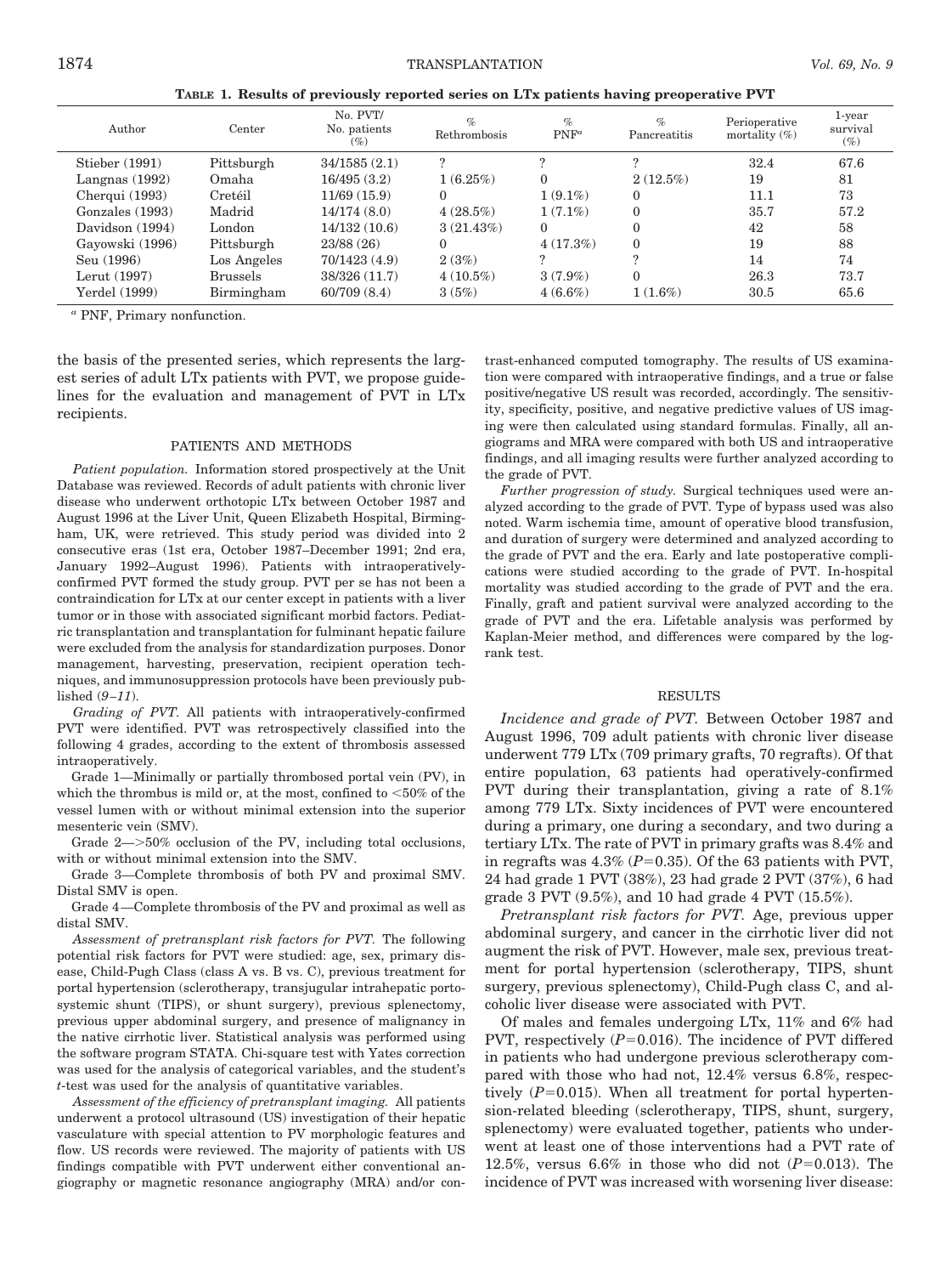**TABLE 1. Results of previously reported series on LTx patients having preoperative PVT**

| Author | Center | No. PVT/ No. patients (%) | % Rethrombosis | % PNF[a] | % Pancreatitis | Perioperative mortality (%) | 1-year survival (%) |
|---|---|---|---|---|---|---|---|
| Stieber (1991) | Pittsburgh | 34/1585 (2.1) | ? | ? | ? | 32.4 | 67.6 |
| Langnas (1992) | Omaha | 16/495 (3.2) | 1 (6.25%) | 0 | 2 (12.5%) | 19 | 81 |
| Cherqui (1993) | Cretéil | 11/69 (15.9) | 0 | 1 (9.1%) | 0 | 11.1 | 73 |
| Gonzales (1993) | Madrid | 14/174 (8.0) | 4 (28.5%) | 1 (7.1%) | 0 | 35.7 | 57.2 |
| Davidson (1994) | London | 14/132 (10.6) | 3 (21.43%) | 0 | 0 | 42 | 58 |
| Gayowski (1996) | Pittsburgh | 23/88 (26) | 0 | 4 (17.3%) | 0 | 19 | 88 |
| Seu (1996) | Los Angeles | 70/1423 (4.9) | 2 (3%) | ? | ? | 14 | 74 |
| Lerut (1997) | Brussels | 38/326 (11.7) | 4 (10.5%) | 3 (7.9%) | 0 | 26.3 | 73.7 |
| Yerdel (1999) | Birmingham | 60/709 (8.4) | 3 (5%) | 4 (6.6%) | 1 (1.6%) | 30.5 | 65.6 |

[a] PNF, Primary nonfunction.

the basis of the presented series, which represents the largest series of adult LTx patients with PVT, we propose guidelines for the evaluation and management of PVT in LTx recipients.

## PATIENTS AND METHODS

*Patient population.* Information stored prospectively at the Unit Database was reviewed. Records of adult patients with chronic liver disease who underwent orthotopic LTx between October 1987 and August 1996 at the Liver Unit, Queen Elizabeth Hospital, Birmingham, UK, were retrieved. This study period was divided into 2 consecutive eras (1st era, October 1987–December 1991; 2nd era, January 1992–August 1996). Patients with intraoperatively-confirmed PVT formed the study group. PVT per se has not been a contraindication for LTx at our center except in patients with a liver tumor or in those with associated significant morbid factors. Pediatric transplantation and transplantation for fulminant hepatic failure were excluded from the analysis for standardization purposes. Donor management, harvesting, preservation, recipient operation techniques, and immunosuppression protocols have been previously published (*9–11*).

*Grading of PVT.* All patients with intraoperatively-confirmed PVT were identified. PVT was retrospectively classified into the following 4 grades, according to the extent of thrombosis assessed intraoperatively.

Grade 1—Minimally or partially thrombosed portal vein (PV), in which the thrombus is mild or, at the most, confined to <50% of the vessel lumen with or without minimal extension into the superior mesenteric vein (SMV).

Grade 2—>50% occlusion of the PV, including total occlusions, with or without minimal extension into the SMV.

Grade 3—Complete thrombosis of both PV and proximal SMV. Distal SMV is open.

Grade 4—Complete thrombosis of the PV and proximal as well as distal SMV.

*Assessment of pretransplant risk factors for PVT.* The following potential risk factors for PVT were studied: age, sex, primary disease, Child-Pugh Class (class A vs. B vs. C), previous treatment for portal hypertension (sclerotherapy, transjugular intrahepatic portosystemic shunt (TIPS), or shunt surgery), previous splenectomy, previous upper abdominal surgery, and presence of malignancy in the native cirrhotic liver. Statistical analysis was performed using the software program STATA. Chi-square test with Yates correction was used for the analysis of categorical variables, and the student's *t*-test was used for the analysis of quantitative variables.

*Assessment of the efficiency of pretransplant imaging.* All patients underwent a protocol ultrasound (US) investigation of their hepatic vasculature with special attention to PV morphologic features and flow. US records were reviewed. The majority of patients with US findings compatible with PVT underwent either conventional angiography or magnetic resonance angiography (MRA) and/or contrast-enhanced computed tomography. The results of US examination were compared with intraoperative findings, and a true or false positive/negative US result was recorded, accordingly. The sensitivity, specificity, positive, and negative predictive values of US imaging were then calculated using standard formulas. Finally, all angiograms and MRA were compared with both US and intraoperative findings, and all imaging results were further analyzed according to the grade of PVT.

*Further progression of study.* Surgical techniques used were analyzed according to the grade of PVT. Type of bypass used was also noted. Warm ischemia time, amount of operative blood transfusion, and duration of surgery were determined and analyzed according to the grade of PVT and the era. Early and late postoperative complications were studied according to the grade of PVT. In-hospital mortality was studied according to the grade of PVT and the era. Finally, graft and patient survival were analyzed according to the grade of PVT and the era. Lifetable analysis was performed by Kaplan-Meier method, and differences were compared by the log-rank test.

## RESULTS

*Incidence and grade of PVT.* Between October 1987 and August 1996, 709 adult patients with chronic liver disease underwent 779 LTx (709 primary grafts, 70 regrafts). Of that entire population, 63 patients had operatively-confirmed PVT during their transplantation, giving a rate of 8.1% among 779 LTx. Sixty incidences of PVT were encountered during a primary, one during a secondary, and two during a tertiary LTx. The rate of PVT in primary grafts was 8.4% and in regrafts was 4.3% ($P$=0.35). Of the 63 patients with PVT, 24 had grade 1 PVT (38%), 23 had grade 2 PVT (37%), 6 had grade 3 PVT (9.5%), and 10 had grade 4 PVT (15.5%).

*Pretransplant risk factors for PVT.* Age, previous upper abdominal surgery, and cancer in the cirrhotic liver did not augment the risk of PVT. However, male sex, previous treatment for portal hypertension (sclerotherapy, TIPS, shunt surgery, previous splenectomy), Child-Pugh class C, and alcoholic liver disease were associated with PVT.

Of males and females undergoing LTx, 11% and 6% had PVT, respectively ($P$=0.016). The incidence of PVT differed in patients who had undergone previous sclerotherapy compared with those who had not, 12.4% versus 6.8%, respectively ($P$=0.015). When all treatment for portal hypertension-related bleeding (sclerotherapy, TIPS, shunt, surgery, splenectomy) were evaluated together, patients who underwent at least one of those interventions had a PVT rate of 12.5%, versus 6.6% in those who did not ($P$=0.013). The incidence of PVT was increased with worsening liver disease: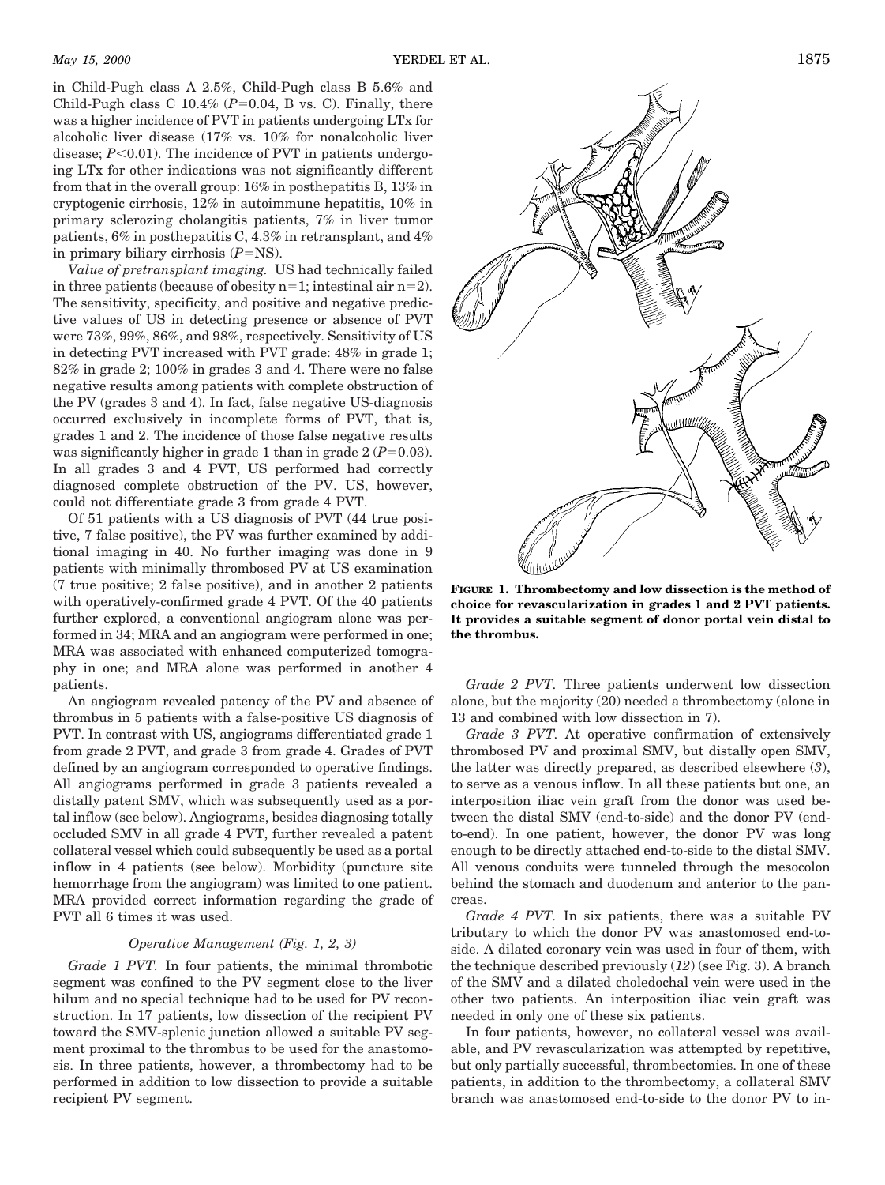in Child-Pugh class A 2.5%, Child-Pugh class B 5.6% and Child-Pugh class C 10.4% ($P$=0.04, B vs. C). Finally, there was a higher incidence of PVT in patients undergoing LTx for alcoholic liver disease (17% vs. 10% for nonalcoholic liver disease; $P$<0.01). The incidence of PVT in patients undergoing LTx for other indications was not significantly different from that in the overall group: 16% in posthepatitis B, 13% in cryptogenic cirrhosis, 12% in autoimmune hepatitis, 10% in primary sclerozing cholangitis patients, 7% in liver tumor patients, 6% in posthepatitis C, 4.3% in retransplant, and 4% in primary biliary cirrhosis ($P$=NS).

*Value of pretransplant imaging.* US had technically failed in three patients (because of obesity n=1; intestinal air n=2). The sensitivity, specificity, and positive and negative predictive values of US in detecting presence or absence of PVT were 73%, 99%, 86%, and 98%, respectively. Sensitivity of US in detecting PVT increased with PVT grade: 48% in grade 1; 82% in grade 2; 100% in grades 3 and 4. There were no false negative results among patients with complete obstruction of the PV (grades 3 and 4). In fact, false negative US-diagnosis occurred exclusively in incomplete forms of PVT, that is, grades 1 and 2. The incidence of those false negative results was significantly higher in grade 1 than in grade 2 ($P$=0.03). In all grades 3 and 4 PVT, US performed had correctly diagnosed complete obstruction of the PV. US, however, could not differentiate grade 3 from grade 4 PVT.

Of 51 patients with a US diagnosis of PVT (44 true positive, 7 false positive), the PV was further examined by additional imaging in 40. No further imaging was done in 9 patients with minimally thrombosed PV at US examination (7 true positive; 2 false positive), and in another 2 patients with operatively-confirmed grade 4 PVT. Of the 40 patients further explored, a conventional angiogram alone was performed in 34; MRA and an angiogram were performed in one; MRA was associated with enhanced computerized tomography in one; and MRA alone was performed in another 4 patients.

An angiogram revealed patency of the PV and absence of thrombus in 5 patients with a false-positive US diagnosis of PVT. In contrast with US, angiograms differentiated grade 1 from grade 2 PVT, and grade 3 from grade 4. Grades of PVT defined by an angiogram corresponded to operative findings. All angiograms performed in grade 3 patients revealed a distally patent SMV, which was subsequently used as a portal inflow (see below). Angiograms, besides diagnosing totally occluded SMV in all grade 4 PVT, further revealed a patent collateral vessel which could subsequently be used as a portal inflow in 4 patients (see below). Morbidity (puncture site hemorrhage from the angiogram) was limited to one patient. MRA provided correct information regarding the grade of PVT all 6 times it was used.

### *Operative Management (Fig. 1, 2, 3)*

*Grade 1 PVT.* In four patients, the minimal thrombotic segment was confined to the PV segment close to the liver hilum and no special technique had to be used for PV reconstruction. In 17 patients, low dissection of the recipient PV toward the SMV-splenic junction allowed a suitable PV segment proximal to the thrombus to be used for the anastomosis. In three patients, however, a thrombectomy had to be performed in addition to low dissection to provide a suitable recipient PV segment.

**FIGURE 1. Thrombectomy and low dissection is the method of choice for revascularization in grades 1 and 2 PVT patients. It provides a suitable segment of donor portal vein distal to the thrombus.**

*Grade 2 PVT.* Three patients underwent low dissection alone, but the majority (20) needed a thrombectomy (alone in 13 and combined with low dissection in 7).

*Grade 3 PVT.* At operative confirmation of extensively thrombosed PV and proximal SMV, but distally open SMV, the latter was directly prepared, as described elsewhere (*3*), to serve as a venous inflow. In all these patients but one, an interposition iliac vein graft from the donor was used between the distal SMV (end-to-side) and the donor PV (end-to-end). In one patient, however, the donor PV was long enough to be directly attached end-to-side to the distal SMV. All venous conduits were tunneled through the mesocolon behind the stomach and duodenum and anterior to the pancreas.

*Grade 4 PVT.* In six patients, there was a suitable PV tributary to which the donor PV was anastomosed end-to-side. A dilated coronary vein was used in four of them, with the technique described previously (*12*) (see Fig. 3). A branch of the SMV and a dilated choledochal vein were used in the other two patients. An interposition iliac vein graft was needed in only one of these six patients.

In four patients, however, no collateral vessel was available, and PV revascularization was attempted by repetitive, but only partially successful, thrombectomies. In one of these patients, in addition to the thrombectomy, a collateral SMV branch was anastomosed end-to-side to the donor PV to in-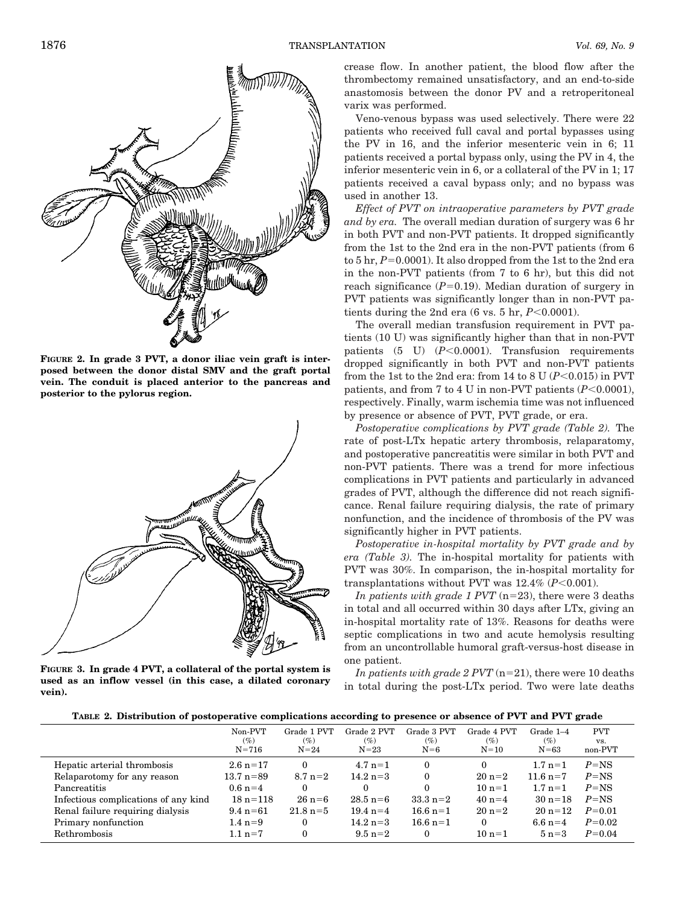**FIGURE 2. In grade 3 PVT, a donor iliac vein graft is interposed between the donor distal SMV and the graft portal vein. The conduit is placed anterior to the pancreas and posterior to the pylorus region.**

**FIGURE 3. In grade 4 PVT, a collateral of the portal system is used as an inflow vessel (in this case, a dilated coronary vein).**

crease flow. In another patient, the blood flow after the thrombectomy remained unsatisfactory, and an end-to-side anastomosis between the donor PV and a retroperitoneal varix was performed.

Veno-venous bypass was used selectively. There were 22 patients who received full caval and portal bypasses using the PV in 16, and the inferior mesenteric vein in 6; 11 patients received a portal bypass only, using the PV in 4, the inferior mesenteric vein in 6, or a collateral of the PV in 1; 17 patients received a caval bypass only; and no bypass was used in another 13.

*Effect of PVT on intraoperative parameters by PVT grade and by era.* The overall median duration of surgery was 6 hr in both PVT and non-PVT patients. It dropped significantly from the 1st to the 2nd era in the non-PVT patients (from 6 to 5 hr, $P=0.0001$). It also dropped from the 1st to the 2nd era in the non-PVT patients (from 7 to 6 hr), but this did not reach significance ($P=0.19$). Median duration of surgery in PVT patients was significantly longer than in non-PVT patients during the 2nd era (6 vs. 5 hr, $P<0.0001$).

The overall median transfusion requirement in PVT patients (10 U) was significantly higher than that in non-PVT patients (5 U) ($P<0.0001$). Transfusion requirements dropped significantly in both PVT and non-PVT patients from the 1st to the 2nd era: from 14 to 8 U ($P<0.015$) in PVT patients, and from 7 to 4 U in non-PVT patients ($P<0.0001$), respectively. Finally, warm ischemia time was not influenced by presence or absence of PVT, PVT grade, or era.

*Postoperative complications by PVT grade (Table 2).* The rate of post-LTx hepatic artery thrombosis, relaparotomy, and postoperative pancreatitis were similar in both PVT and non-PVT patients. There was a trend for more infectious complications in PVT patients and particularly in advanced grades of PVT, although the difference did not reach significance. Renal failure requiring dialysis, the rate of primary nonfunction, and the incidence of thrombosis of the PV was significantly higher in PVT patients.

*Postoperative in-hospital mortality by PVT grade and by era (Table 3).* The in-hospital mortality for patients with PVT was 30%. In comparison, the in-hospital mortality for transplantations without PVT was 12.4% ($P<0.001$).

*In patients with grade 1 PVT* (n=23), there were 3 deaths in total and all occurred within 30 days after LTx, giving an in-hospital mortality rate of 13%. Reasons for deaths were septic complications in two and acute hemolysis resulting from an uncontrollable humoral graft-versus-host disease in one patient.

*In patients with grade 2 PVT* (n=21), there were 10 deaths in total during the post-LTx period. Two were late deaths

**TABLE 2. Distribution of postoperative complications according to presence or absence of PVT and PVT grade**

| | Non-PVT (%) N=716 | Grade 1 PVT (%) N=24 | Grade 2 PVT (%) N=23 | Grade 3 PVT (%) N=6 | Grade 4 PVT (%) N=10 | Grade 1–4 (%) N=63 | PVT vs. non-PVT |
|---|---|---|---|---|---|---|---|
| Hepatic arterial thrombosis | 2.6 n=17 | 0 | 4.7 n=1 | 0 | 0 | 1.7 n=1 | $P$=NS |
| Relaparotomy for any reason | 13.7 n=89 | 8.7 n=2 | 14.2 n=3 | 0 | 20 n=2 | 11.6 n=7 | $P$=NS |
| Pancreatitis | 0.6 n=4 | 0 | 0 | 0 | 10 n=1 | 1.7 n=1 | $P$=NS |
| Infectious complications of any kind | 18 n=118 | 26 n=6 | 28.5 n=6 | 33.3 n=2 | 40 n=4 | 30 n=18 | $P$=NS |
| Renal failure requiring dialysis | 9.4 n=61 | 21.8 n=5 | 19.4 n=4 | 16.6 n=1 | 20 n=2 | 20 n=12 | $P$=0.01 |
| Primary nonfunction | 1.4 n=9 | 0 | 14.2 n=3 | 16.6 n=1 | 0 | 6.6 n=4 | $P$=0.02 |
| Rethrombosis | 1.1 n=7 | 0 | 9.5 n=2 | 0 | 10 n=1 | 5 n=3 | $P$=0.04 |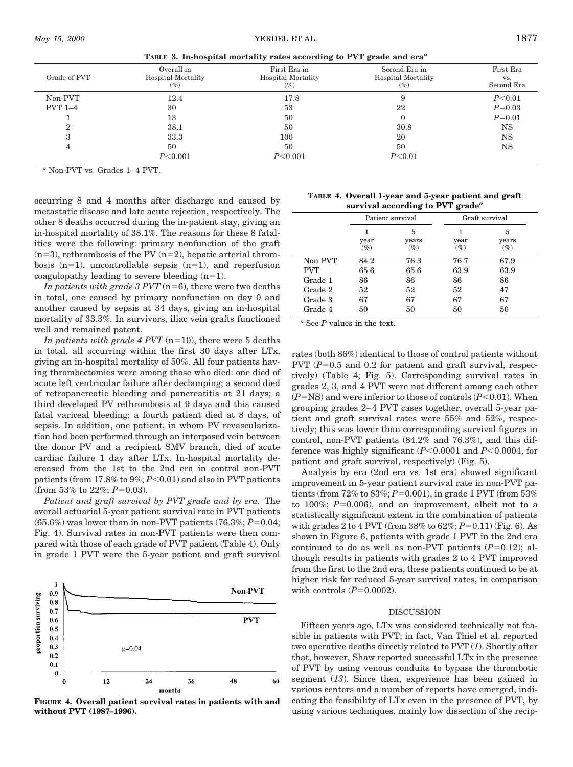**Table 3. In-hospital mortality rates according to PVT grade and era[a]**

| Grade of PVT | Overall in Hospital Mortality (%) | First Era in Hospital Mortality (%) | Second Era in Hospital Mortality (%) | First Era vs. Second Era |
|---|---|---|---|---|
| Non-PVT | 12.4 | 17.8 | 9 | $P<0.01$ |
| PVT 1–4 | 30 | 53 | 22 | $P=0.03$ |
| 1 | 13 | 50 | 0 | $P=0.01$ |
| 2 | 38.1 | 50 | 30.8 | NS |
| 3 | 33.3 | 100 | 20 | NS |
| 4 | 50 | 50 | 50 | NS |
| | $P<0.001$ | $P<0.001$ | $P<0.01$ | |

[a] Non-PVT vs. Grades 1–4 PVT.

occurring 8 and 4 months after discharge and caused by metastatic disease and late acute rejection, respectively. The other 8 deaths occurred during the in-patient stay, giving an in-hospital mortality of 38.1%. The reasons for these 8 fatalities were the following: primary nonfunction of the graft (n=3), rethrombosis of the PV (n=2), hepatic arterial thrombosis (n=1), uncontrollable sepsis (n=1), and reperfusion coagulopathy leading to severe bleeding (n=1).

*In patients with grade 3 PVT* (n=6), there were two deaths in total, one caused by primary nonfunction on day 0 and another caused by sepsis at 34 days, giving an in-hospital mortality of 33.3%. In survivors, iliac vein grafts functioned well and remained patent.

*In patients with grade 4 PVT* (n=10), there were 5 deaths in total, all occurring within the first 30 days after LTx, giving an in-hospital mortality of 50%. All four patients having thrombectomies were among those who died: one died of acute left ventricular failure after declamping; a second died of retropancreatic bleeding and pancreatitis at 21 days; a third developed PV rethrombosis at 9 days and this caused fatal variceal bleeding; a fourth patient died at 8 days, of sepsis. In addition, one patient, in whom PV revascularization had been performed through an interposed vein between the donor PV and a recipient SMV branch, died of acute cardiac failure 1 day after LTx. In-hospital mortality decreased from the 1st to the 2nd era in control non-PVT patients (from 17.8% to 9%; $P<0.01$) and also in PVT patients (from 53% to 22%; $P=0.03$).

*Patient and graft survival by PVT grade and by era.* The overall actuarial 5-year patient survival rate in PVT patients (65.6%) was lower than in non-PVT patients (76.3%; $P=0.04$; Fig. 4). Survival rates in non-PVT patients were then compared with those of each grade of PVT patient (Table 4). Only in grade 1 PVT were the 5-year patient and graft survival

**Figure 4. Overall patient survival rates in patients with and without PVT (1987–1996).**

**Table 4. Overall 1-year and 5-year patient and graft survival according to PVT grade[a]**

| | Patient survival | | Graft survival | |
|---|---|---|---|---|
| | 1 year (%) | 5 years (%) | 1 year (%) | 5 years (%) |
| Non PVT | 84.2 | 76.3 | 76.7 | 67.9 |
| PVT | 65.6 | 65.6 | 63.9 | 63.9 |
| Grade 1 | 86 | 86 | 86 | 86 |
| Grade 2 | 52 | 52 | 52 | 47 |
| Grade 3 | 67 | 67 | 67 | 67 |
| Grade 4 | 50 | 50 | 50 | 50 |

[a] See *P* values in the text.

rates (both 86%) identical to those of control patients without PVT ($P=0.5$ and 0.2 for patient and graft survival, respectively) (Table 4; Fig. 5). Corresponding survival rates in grades 2, 3, and 4 PVT were not different among each other ($P$=NS) and were inferior to those of controls ($P<0.01$). When grouping grades 2–4 PVT cases together, overall 5-year patient and graft survival rates were 55% and 52%, respectively; this was lower than corresponding survival figures in control, non-PVT patients (84.2% and 76.3%), and this difference was highly significant ($P<0.0001$ and $P<0.0004$, for patient and graft survival, respectively) (Fig. 5).

Analysis by era (2nd era vs. 1st era) showed significant improvement in 5-year patient survival rate in non-PVT patients (from 72% to 83%; $P=0.001$), in grade 1 PVT (from 53% to 100%; $P=0.006$), and an improvement, albeit not to a statistically significant extent in the combination of patients with grades 2 to 4 PVT (from 38% to 62%; $P=0.11$) (Fig. 6). As shown in Figure 6, patients with grade 1 PVT in the 2nd era continued to do as well as non-PVT patients ($P=0.12$); although results in patients with grades 2 to 4 PVT improved from the first to the 2nd era, these patients continued to be at higher risk for reduced 5-year survival rates, in comparison with controls ($P=0.0002$).

## DISCUSSION

Fifteen years ago, LTx was considered technically not feasible in patients with PVT; in fact, Van Thiel et al. reported two operative deaths directly related to PVT (*1*). Shortly after that, however, Shaw reported successful LTx in the presence of PVT by using venous conduits to bypass the thrombotic segment (*13*). Since then, experience has been gained in various centers and a number of reports have emerged, indicating the feasibility of LTx even in the presence of PVT, by using various techniques, mainly low dissection of the recip-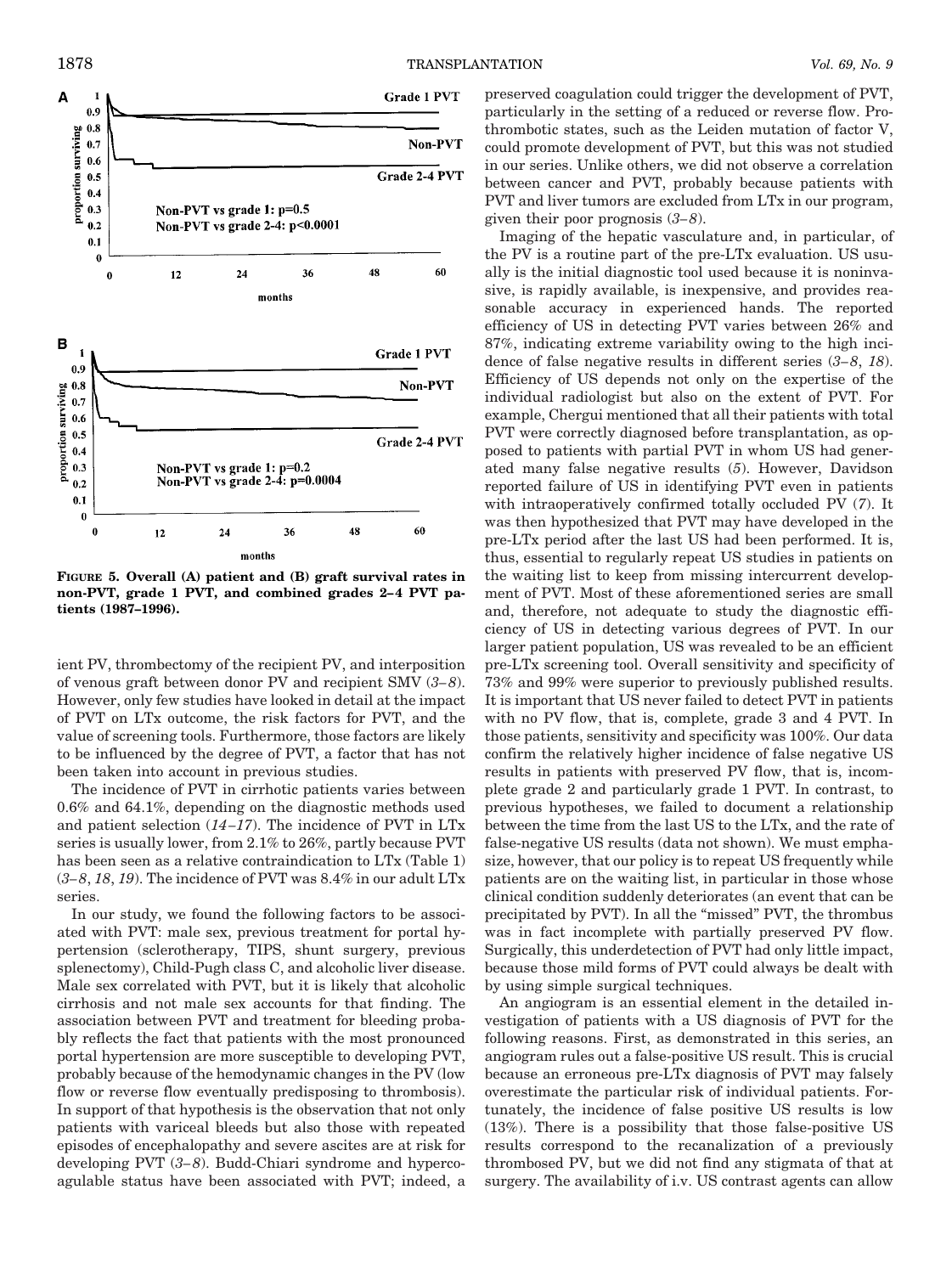FIGURE 5. Overall (A) patient and (B) graft survival rates in non-PVT, grade 1 PVT, and combined grades 2–4 PVT patients (1987–1996).

ient PV, thrombectomy of the recipient PV, and interposition of venous graft between donor PV and recipient SMV (*3–8*). However, only few studies have looked in detail at the impact of PVT on LTx outcome, the risk factors for PVT, and the value of screening tools. Furthermore, those factors are likely to be influenced by the degree of PVT, a factor that has not been taken into account in previous studies.

The incidence of PVT in cirrhotic patients varies between 0.6% and 64.1%, depending on the diagnostic methods used and patient selection (*14–17*). The incidence of PVT in LTx series is usually lower, from 2.1% to 26%, partly because PVT has been seen as a relative contraindication to LTx (Table 1) (*3–8*, *18*, *19*). The incidence of PVT was 8.4% in our adult LTx series.

In our study, we found the following factors to be associated with PVT: male sex, previous treatment for portal hypertension (sclerotherapy, TIPS, shunt surgery, previous splenectomy), Child-Pugh class C, and alcoholic liver disease. Male sex correlated with PVT, but it is likely that alcoholic cirrhosis and not male sex accounts for that finding. The association between PVT and treatment for bleeding probably reflects the fact that patients with the most pronounced portal hypertension are more susceptible to developing PVT, probably because of the hemodynamic changes in the PV (low flow or reverse flow eventually predisposing to thrombosis). In support of that hypothesis is the observation that not only patients with variceal bleeds but also those with repeated episodes of encephalopathy and severe ascites are at risk for developing PVT (*3–8*). Budd-Chiari syndrome and hypercoagulable status have been associated with PVT; indeed, a preserved coagulation could trigger the development of PVT, particularly in the setting of a reduced or reverse flow. Prothrombotic states, such as the Leiden mutation of factor V, could promote development of PVT, but this was not studied in our series. Unlike others, we did not observe a correlation between cancer and PVT, probably because patients with PVT and liver tumors are excluded from LTx in our program, given their poor prognosis (*3–8*).

Imaging of the hepatic vasculature and, in particular, of the PV is a routine part of the pre-LTx evaluation. US usually is the initial diagnostic tool used because it is noninvasive, is rapidly available, is inexpensive, and provides reasonable accuracy in experienced hands. The reported efficiency of US in detecting PVT varies between 26% and 87%, indicating extreme variability owing to the high incidence of false negative results in different series (*3–8*, *18*). Efficiency of US depends not only on the expertise of the individual radiologist but also on the extent of PVT. For example, Chergui mentioned that all their patients with total PVT were correctly diagnosed before transplantation, as opposed to patients with partial PVT in whom US had generated many false negative results (*5*). However, Davidson reported failure of US in identifying PVT even in patients with intraoperatively confirmed totally occluded PV (*7*). It was then hypothesized that PVT may have developed in the pre-LTx period after the last US had been performed. It is, thus, essential to regularly repeat US studies in patients on the waiting list to keep from missing intercurrent development of PVT. Most of these aforementioned series are small and, therefore, not adequate to study the diagnostic efficiency of US in detecting various degrees of PVT. In our larger patient population, US was revealed to be an efficient pre-LTx screening tool. Overall sensitivity and specificity of 73% and 99% were superior to previously published results. It is important that US never failed to detect PVT in patients with no PV flow, that is, complete, grade 3 and 4 PVT. In those patients, sensitivity and specificity was 100%. Our data confirm the relatively higher incidence of false negative US results in patients with preserved PV flow, that is, incomplete grade 2 and particularly grade 1 PVT. In contrast, to previous hypotheses, we failed to document a relationship between the time from the last US to the LTx, and the rate of false-negative US results (data not shown). We must emphasize, however, that our policy is to repeat US frequently while patients are on the waiting list, in particular in those whose clinical condition suddenly deteriorates (an event that can be precipitated by PVT). In all the "missed" PVT, the thrombus was in fact incomplete with partially preserved PV flow. Surgically, this underdetection of PVT had only little impact, because those mild forms of PVT could always be dealt with by using simple surgical techniques.

An angiogram is an essential element in the detailed investigation of patients with a US diagnosis of PVT for the following reasons. First, as demonstrated in this series, an angiogram rules out a false-positive US result. This is crucial because an erroneous pre-LTx diagnosis of PVT may falsely overestimate the particular risk of individual patients. Fortunately, the incidence of false positive US results is low (13%). There is a possibility that those false-positive US results correspond to the recanalization of a previously thrombosed PV, but we did not find any stigmata of that at surgery. The availability of i.v. US contrast agents can allow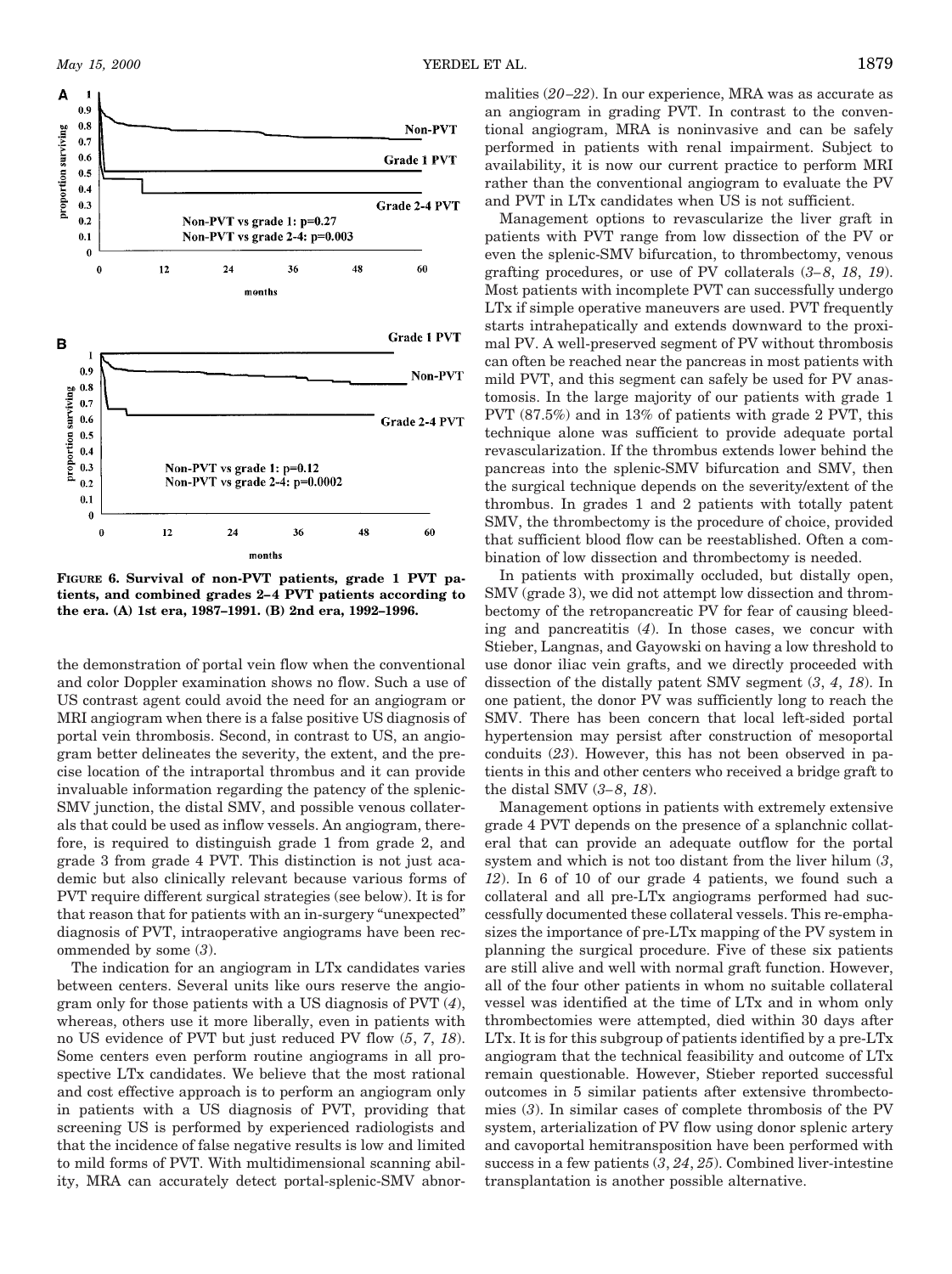**FIGURE 6. Survival of non-PVT patients, grade 1 PVT patients, and combined grades 2–4 PVT patients according to the era. (A) 1st era, 1987–1991. (B) 2nd era, 1992–1996.**

the demonstration of portal vein flow when the conventional and color Doppler examination shows no flow. Such a use of US contrast agent could avoid the need for an angiogram or MRI angiogram when there is a false positive US diagnosis of portal vein thrombosis. Second, in contrast to US, an angiogram better delineates the severity, the extent, and the precise location of the intraportal thrombus and it can provide invaluable information regarding the patency of the splenic-SMV junction, the distal SMV, and possible venous collaterals that could be used as inflow vessels. An angiogram, therefore, is required to distinguish grade 1 from grade 2, and grade 3 from grade 4 PVT. This distinction is not just academic but also clinically relevant because various forms of PVT require different surgical strategies (see below). It is for that reason that for patients with an in-surgery "unexpected" diagnosis of PVT, intraoperative angiograms have been recommended by some (*3*).

The indication for an angiogram in LTx candidates varies between centers. Several units like ours reserve the angiogram only for those patients with a US diagnosis of PVT (*4*), whereas, others use it more liberally, even in patients with no US evidence of PVT but just reduced PV flow (*5*, *7*, *18*). Some centers even perform routine angiograms in all prospective LTx candidates. We believe that the most rational and cost effective approach is to perform an angiogram only in patients with a US diagnosis of PVT, providing that screening US is performed by experienced radiologists and that the incidence of false negative results is low and limited to mild forms of PVT. With multidimensional scanning ability, MRA can accurately detect portal-splenic-SMV abnormalities (*20–22*). In our experience, MRA was as accurate as an angiogram in grading PVT. In contrast to the conventional angiogram, MRA is noninvasive and can be safely performed in patients with renal impairment. Subject to availability, it is now our current practice to perform MRI rather than the conventional angiogram to evaluate the PV and PVT in LTx candidates when US is not sufficient.

Management options to revascularize the liver graft in patients with PVT range from low dissection of the PV or even the splenic-SMV bifurcation, to thrombectomy, venous grafting procedures, or use of PV collaterals (*3–8*, *18*, *19*). Most patients with incomplete PVT can successfully undergo LTx if simple operative maneuvers are used. PVT frequently starts intrahepatically and extends downward to the proximal PV. A well-preserved segment of PV without thrombosis can often be reached near the pancreas in most patients with mild PVT, and this segment can safely be used for PV anastomosis. In the large majority of our patients with grade 1 PVT (87.5%) and in 13% of patients with grade 2 PVT, this technique alone was sufficient to provide adequate portal revascularization. If the thrombus extends lower behind the pancreas into the splenic-SMV bifurcation and SMV, then the surgical technique depends on the severity/extent of the thrombus. In grades 1 and 2 patients with totally patent SMV, the thrombectomy is the procedure of choice, provided that sufficient blood flow can be reestablished. Often a combination of low dissection and thrombectomy is needed.

In patients with proximally occluded, but distally open, SMV (grade 3), we did not attempt low dissection and thrombectomy of the retropancreatic PV for fear of causing bleeding and pancreatitis (*4*). In those cases, we concur with Stieber, Langnas, and Gayowski on having a low threshold to use donor iliac vein grafts, and we directly proceeded with dissection of the distally patent SMV segment (*3*, *4*, *18*). In one patient, the donor PV was sufficiently long to reach the SMV. There has been concern that local left-sided portal hypertension may persist after construction of mesoportal conduits (*23*). However, this has not been observed in patients in this and other centers who received a bridge graft to the distal SMV (*3–8*, *18*).

Management options in patients with extremely extensive grade 4 PVT depends on the presence of a splanchnic collateral that can provide an adequate outflow for the portal system and which is not too distant from the liver hilum (*3*, *12*). In 6 of 10 of our grade 4 patients, we found such a collateral and all pre-LTx angiograms performed had successfully documented these collateral vessels. This re-emphasizes the importance of pre-LTx mapping of the PV system in planning the surgical procedure. Five of these six patients are still alive and well with normal graft function. However, all of the four other patients in whom no suitable collateral vessel was identified at the time of LTx and in whom only thrombectomies were attempted, died within 30 days after LTx. It is for this subgroup of patients identified by a pre-LTx angiogram that the technical feasibility and outcome of LTx remain questionable. However, Stieber reported successful outcomes in 5 similar patients after extensive thrombectomies (*3*). In similar cases of complete thrombosis of the PV system, arterialization of PV flow using donor splenic artery and cavoportal hemitransposition have been performed with success in a few patients (*3*, *24*, *25*). Combined liver-intestine transplantation is another possible alternative.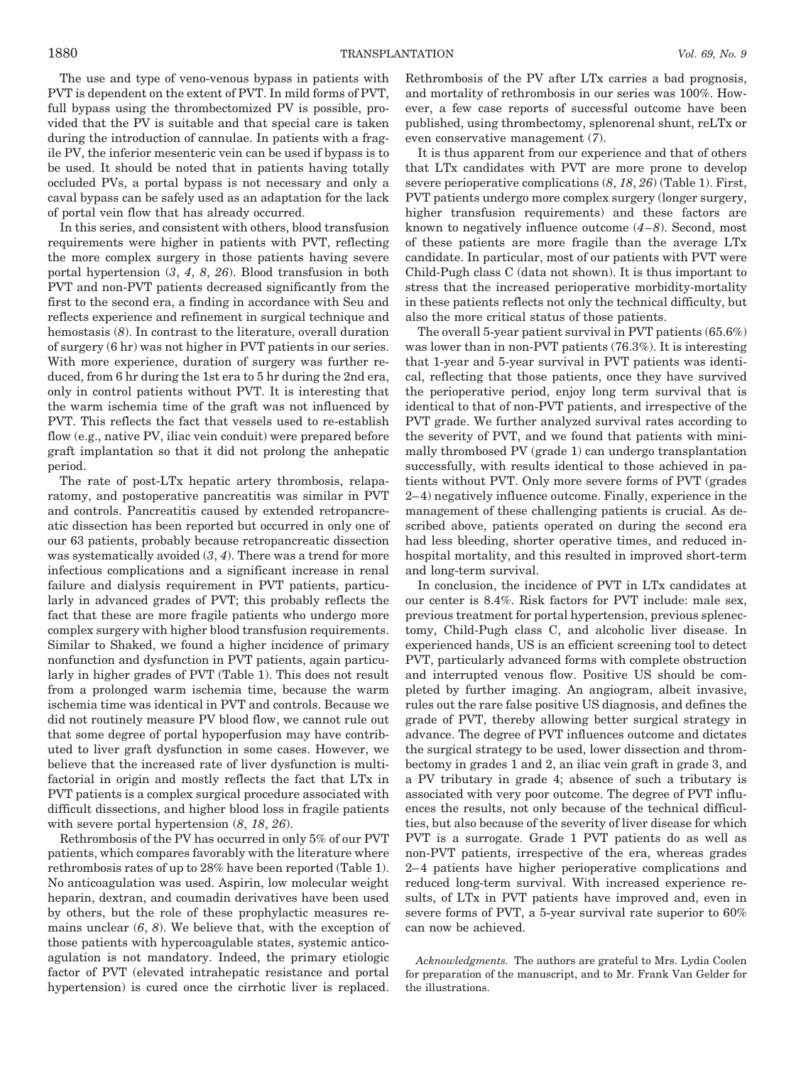The use and type of veno-venous bypass in patients with PVT is dependent on the extent of PVT. In mild forms of PVT, full bypass using the thrombectomized PV is possible, provided that the PV is suitable and that special care is taken during the introduction of cannulae. In patients with a fragile PV, the inferior mesenteric vein can be used if bypass is to be used. It should be noted that in patients having totally occluded PVs, a portal bypass is not necessary and only a caval bypass can be safely used as an adaptation for the lack of portal vein flow that has already occurred.

In this series, and consistent with others, blood transfusion requirements were higher in patients with PVT, reflecting the more complex surgery in those patients having severe portal hypertension (*3*, *4*, *8*, *26*). Blood transfusion in both PVT and non-PVT patients decreased significantly from the first to the second era, a finding in accordance with Seu and reflects experience and refinement in surgical technique and hemostasis (*8*). In contrast to the literature, overall duration of surgery (6 hr) was not higher in PVT patients in our series. With more experience, duration of surgery was further reduced, from 6 hr during the 1st era to 5 hr during the 2nd era, only in control patients without PVT. It is interesting that the warm ischemia time of the graft was not influenced by PVT. This reflects the fact that vessels used to re-establish flow (e.g., native PV, iliac vein conduit) were prepared before graft implantation so that it did not prolong the anhepatic period.

The rate of post-LTx hepatic artery thrombosis, relaparatomy, and postoperative pancreatitis was similar in PVT and controls. Pancreatitis caused by extended retropancreatic dissection has been reported but occurred in only one of our 63 patients, probably because retropancreatic dissection was systematically avoided (*3*, *4*). There was a trend for more infectious complications and a significant increase in renal failure and dialysis requirement in PVT patients, particularly in advanced grades of PVT; this probably reflects the fact that these are more fragile patients who undergo more complex surgery with higher blood transfusion requirements. Similar to Shaked, we found a higher incidence of primary nonfunction and dysfunction in PVT patients, again particularly in higher grades of PVT (Table 1). This does not result from a prolonged warm ischemia time, because the warm ischemia time was identical in PVT and controls. Because we did not routinely measure PV blood flow, we cannot rule out that some degree of portal hypoperfusion may have contributed to liver graft dysfunction in some cases. However, we believe that the increased rate of liver dysfunction is multifactorial in origin and mostly reflects the fact that LTx in PVT patients is a complex surgical procedure associated with difficult dissections, and higher blood loss in fragile patients with severe portal hypertension (*8*, *18*, *26*).

Rethrombosis of the PV has occurred in only 5% of our PVT patients, which compares favorably with the literature where rethrombosis rates of up to 28% have been reported (Table 1). No anticoagulation was used. Aspirin, low molecular weight heparin, dextran, and coumadin derivatives have been used by others, but the role of these prophylactic measures remains unclear (*6*, *8*). We believe that, with the exception of those patients with hypercoagulable states, systemic anticoagulation is not mandatory. Indeed, the primary etiologic factor of PVT (elevated intrahepatic resistance and portal hypertension) is cured once the cirrhotic liver is replaced. Rethrombosis of the PV after LTx carries a bad prognosis, and mortality of rethrombosis in our series was 100%. However, a few case reports of successful outcome have been published, using thrombectomy, splenorenal shunt, reLTx or even conservative management (*7*).

It is thus apparent from our experience and that of others that LTx candidates with PVT are more prone to develop severe perioperative complications (*8*, *18*, *26*) (Table 1). First, PVT patients undergo more complex surgery (longer surgery, higher transfusion requirements) and these factors are known to negatively influence outcome (*4–8*). Second, most of these patients are more fragile than the average LTx candidate. In particular, most of our patients with PVT were Child-Pugh class C (data not shown). It is thus important to stress that the increased perioperative morbidity-mortality in these patients reflects not only the technical difficulty, but also the more critical status of those patients.

The overall 5-year patient survival in PVT patients (65.6%) was lower than in non-PVT patients (76.3%). It is interesting that 1-year and 5-year survival in PVT patients was identical, reflecting that those patients, once they have survived the perioperative period, enjoy long term survival that is identical to that of non-PVT patients, and irrespective of the PVT grade. We further analyzed survival rates according to the severity of PVT, and we found that patients with minimally thrombosed PV (grade 1) can undergo transplantation successfully, with results identical to those achieved in patients without PVT. Only more severe forms of PVT (grades 2–4) negatively influence outcome. Finally, experience in the management of these challenging patients is crucial. As described above, patients operated on during the second era had less bleeding, shorter operative times, and reduced in-hospital mortality, and this resulted in improved short-term and long-term survival.

In conclusion, the incidence of PVT in LTx candidates at our center is 8.4%. Risk factors for PVT include: male sex, previous treatment for portal hypertension, previous splenectomy, Child-Pugh class C, and alcoholic liver disease. In experienced hands, US is an efficient screening tool to detect PVT, particularly advanced forms with complete obstruction and interrupted venous flow. Positive US should be completed by further imaging. An angiogram, albeit invasive, rules out the rare false positive US diagnosis, and defines the grade of PVT, thereby allowing better surgical strategy in advance. The degree of PVT influences outcome and dictates the surgical strategy to be used, lower dissection and thrombectomy in grades 1 and 2, an iliac vein graft in grade 3, and a PV tributary in grade 4; absence of such a tributary is associated with very poor outcome. The degree of PVT influences the results, not only because of the technical difficulties, but also because of the severity of liver disease for which PVT is a surrogate. Grade 1 PVT patients do as well as non-PVT patients, irrespective of the era, whereas grades 2–4 patients have higher perioperative complications and reduced long-term survival. With increased experience results, of LTx in PVT patients have improved and, even in severe forms of PVT, a 5-year survival rate superior to 60% can now be achieved.

*Acknowledgments.* The authors are grateful to Mrs. Lydia Coolen for preparation of the manuscript, and to Mr. Frank Van Gelder for the illustrations.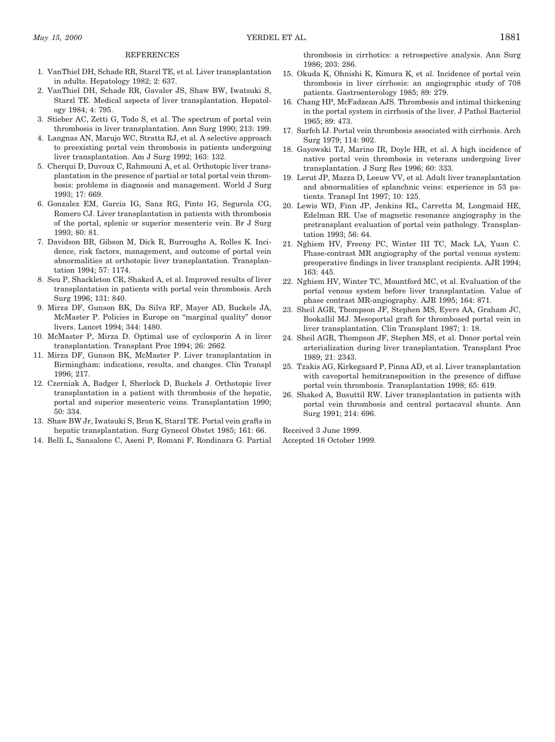## REFERENCES

1. VanThiel DH, Schade RR, Starzl TE, et al. Liver transplantation in adults. Hepatology 1982; 2: 637.
2. VanThiel DH, Schade RR, Gavaler JS, Shaw BW, Iwatsuki S, Starzl TE. Medical aspects of liver transplantation. Hepatology 1984; 4: 795.
3. Stieber AC, Zetti G, Todo S, et al. The spectrum of portal vein thrombosis in liver transplantation. Ann Surg 1990; 213: 199.
4. Langnas AN, Marujo WC, Stratta RJ, et al. A selective approach to preexisting portal vein thrombosis in patients undergoing liver transplantation. Am J Surg 1992; 163: 132.
5. Cherqui D, Duvoux C, Rahmouni A, et al. Orthotopic liver transplantation in the presence of partial or total portal vein thrombosis: problems in diagnosis and management. World J Surg 1993; 17: 669.
6. Gonzalez EM, Garcia IG, Sanz RG, Pinto IG, Segurola CG, Romero CJ. Liver transplantation in patients with thrombosis of the portal, splenic or superior mesenteric vein. Br J Surg 1993; 80: 81.
7. Davidson BR, Gibson M, Dick R, Burroughs A, Rolles K. Incidence, risk factors, management, and outcome of portal vein abnormalities at orthotopic liver transplantation. Transplantation 1994; 57: 1174.
8. Seu P, Shackleton CR, Shaked A, et al. Improved results of liver transplantation in patients with portal vein thrombosis. Arch Surg 1996; 131: 840.
9. Mirza DF, Gunson BK, Da Silva RF, Mayer AD, Buckels JA, McMaster P. Policies in Europe on "marginal quality" donor livers. Lancet 1994; 344: 1480.
10. McMaster P, Mirza D. Optimal use of cyclosporin A in liver transplantation. Transplant Proc 1994; 26: 2662.
11. Mirza DF, Gunson BK, McMaster P. Liver transplantation in Birmingham: indications, results, and changes. Clin Transpl 1996; 217.
12. Czerniak A, Badger I, Sherlock D, Buckels J. Orthotopic liver transplantation in a patient with thrombosis of the hepatic, portal and superior mesenteric veins. Transplantation 1990; 50: 334.
13. Shaw BW Jr, Iwatsuki S, Bron K, Starzl TE. Portal vein grafts in hepatic transplantation. Surg Gynecol Obstet 1985; 161: 66.
14. Belli L, Sansalone C, Aseni P, Romani F, Rondinara G. Partial thrombosis in cirrhotics: a retrospective analysis. Ann Surg 1986; 203: 286.
15. Okuda K, Ohnishi K, Kimura K, et al. Incidence of portal vein thrombosis in liver cirrhosis: an angiographic study of 708 patients. Gastroenterology 1985; 89: 279.
16. Chang HP, McFadzean AJS. Thrombosis and intimal thickening in the portal system in cirrhosis of the liver. J Pathol Bacteriol 1965; 89: 473.
17. Sarfeh IJ. Portal vein thrombosis associated with cirrhosis. Arch Surg 1979; 114: 902.
18. Gayowski TJ, Marino IR, Doyle HR, et al. A high incidence of native portal vein thrombosis in veterans undergoing liver transplantation. J Surg Res 1996; 60: 333.
19. Lerut JP, Mazza D, Leeuw VV, et al. Adult liver transplantation and abnormalities of splanchnic veins: experience in 53 patients. Transpl Int 1997; 10: 125.
20. Lewis WD, Finn JP, Jenkins RL, Carretta M, Longmaid HE, Edelman RR. Use of magnetic resonance angiography in the pretransplant evaluation of portal vein pathology. Transplantation 1993; 56: 64.
21. Nghiem HV, Freeny PC, Winter III TC, Mack LA, Yuan C. Phase-contrast MR angiography of the portal venous system: preoperative findings in liver transplant recipients. AJR 1994; 163: 445.
22. Nghiem HV, Winter TC, Mountford MC, et al. Evaluation of the portal venous system before liver transplantation. Value of phase contrast MR-angiography. AJR 1995; 164: 871.
23. Sheil AGR, Thompson JF, Stephen MS, Eyers AA, Graham JC, Bookallil MJ. Mesoportal graft for thrombosed portal vein in liver transplantation. Clin Transplant 1987; 1: 18.
24. Sheil AGR, Thompson JF, Stephen MS, et al. Donor portal vein arterialization during liver transplantation. Transplant Proc 1989; 21: 2343.
25. Tzakis AG, Kirkegaard P, Pinna AD, et al. Liver transplantation with cavoportal hemitransposition in the presence of diffuse portal vein thrombosis. Transplantation 1998; 65: 619.
26. Shaked A, Busuttil RW. Liver transplantation in patients with portal vein thrombosis and central portacaval shunts. Ann Surg 1991; 214: 696.

Received 3 June 1999.

Accepted 18 October 1999.